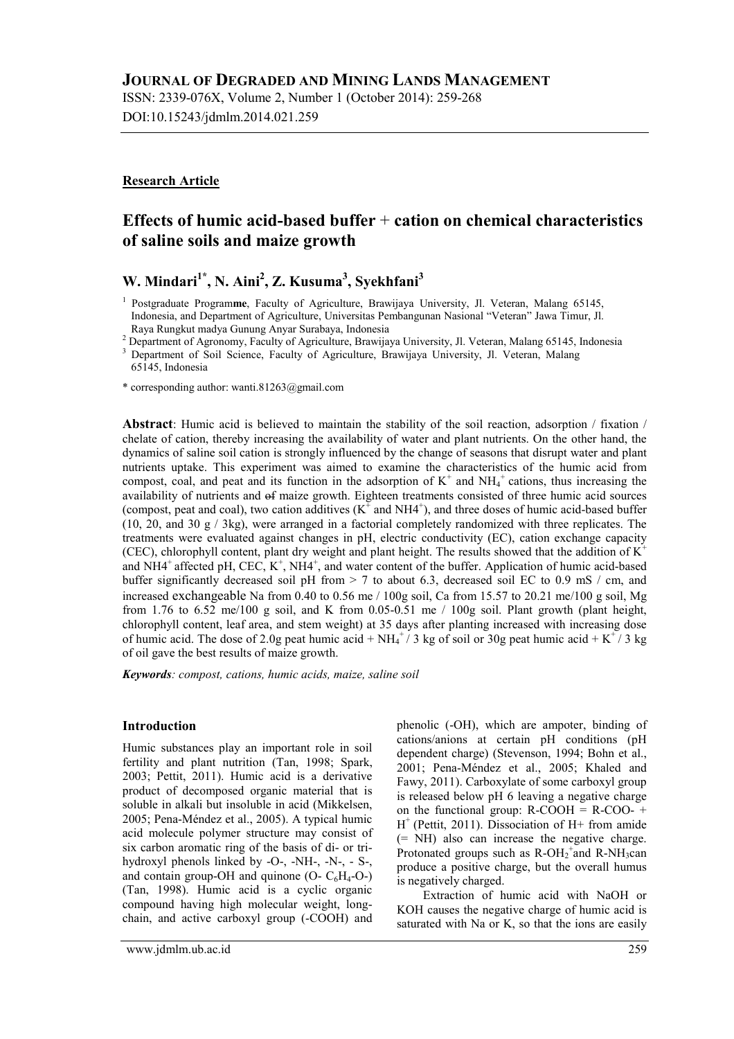# JOURNAL OF DEGRADED AND MINING LANDS MANAGEMENT

ISSN: 2339-076X, Volume 2, Number 1 (October 2014): 259-268

DOI:10.15243/jdmlm.2014.021.259

**Research Article**

## Effects of humic acid-based buffer + cation on chemical characteristics of saline soils and maize growth

**W. Mindari[1*], N. Aini[2], Z. Kusuma[3], Syekhfani[3]**

[1] Postgraduate Program**me**, Faculty of Agriculture, Brawijaya University, Jl. Veteran, Malang 65145, Indonesia, and Department of Agriculture, Universitas Pembangunan Nasional "Veteran" Jawa Timur, Jl. Raya Rungkut madya Gunung Anyar Surabaya, Indonesia

[2] Department of Agronomy, Faculty of Agriculture, Brawijaya University, Jl. Veteran, Malang 65145, Indonesia

[3] Department of Soil Science, Faculty of Agriculture, Brawijaya University, Jl. Veteran, Malang 65145, Indonesia

\* corresponding author: wanti.81263@gmail.com

**Abstract**: Humic acid is believed to maintain the stability of the soil reaction, adsorption / fixation / chelate of cation, thereby increasing the availability of water and plant nutrients. On the other hand, the dynamics of saline soil cation is strongly influenced by the change of seasons that disrupt water and plant nutrients uptake. This experiment was aimed to examine the characteristics of the humic acid from compost, coal, and peat and its function in the adsorption of $K^+$ and $NH_4^+$ cations, thus increasing the availability of nutrients and ~~of~~ maize growth. Eighteen treatments consisted of three humic acid sources (compost, peat and coal), two cation additives ($K^+$ and NH4$^+$), and three doses of humic acid-based buffer (10, 20, and 30 g / 3kg), were arranged in a factorial completely randomized with three replicates. The treatments were evaluated against changes in pH, electric conductivity (EC), cation exchange capacity (CEC), chlorophyll content, plant dry weight and plant height. The results showed that the addition of $K^+$ and NH4$^+$ affected pH, CEC, $K^+$, NH4$^+$, and water content of the buffer. Application of humic acid-based buffer significantly decreased soil pH from > 7 to about 6.3, decreased soil EC to 0.9 mS / cm, and increased exchangeable Na from 0.40 to 0.56 me / 100g soil, Ca from 15.57 to 20.21 me/100 g soil, Mg from 1.76 to 6.52 me/100 g soil, and K from 0.05-0.51 me / 100g soil. Plant growth (plant height, chlorophyll content, leaf area, and stem weight) at 35 days after planting increased with increasing dose of humic acid. The dose of 2.0g peat humic acid + $NH_4^+$ / 3 kg of soil or 30g peat humic acid + $K^+$ / 3 kg of oil gave the best results of maize growth.

***Keywords****: compost, cations, humic acids, maize, saline soil*

### Introduction

Humic substances play an important role in soil fertility and plant nutrition (Tan, 1998; Spark, 2003; Pettit, 2011). Humic acid is a derivative product of decomposed organic material that is soluble in alkali but insoluble in acid (Mikkelsen, 2005; Pena-Méndez et al., 2005). A typical humic acid molecule polymer structure may consist of six carbon aromatic ring of the basis of di- or tri-hydroxyl phenols linked by -O-, -NH-, -N-, - S-, and contain group-OH and quinone (O- $C_6H_4$-O-) (Tan, 1998). Humic acid is a cyclic organic compound having high molecular weight, long-chain, and active carboxyl group (-COOH) and phenolic (-OH), which are ampoter, binding of cations/anions at certain pH conditions (pH dependent charge) (Stevenson, 1994; Bohn et al., 2001; Pena-Méndez et al., 2005; Khaled and Fawy, 2011). Carboxylate of some carboxyl group is released below pH 6 leaving a negative charge on the functional group: R-COOH = R-COO- + $H^+$ (Pettit, 2011). Dissociation of H+ from amide (= NH) also can increase the negative charge. Protonated groups such as R-$OH_2^+$and R-$NH_3$can produce a positive charge, but the overall humus is negatively charged.

Extraction of humic acid with NaOH or KOH causes the negative charge of humic acid is saturated with Na or K, so that the ions are easily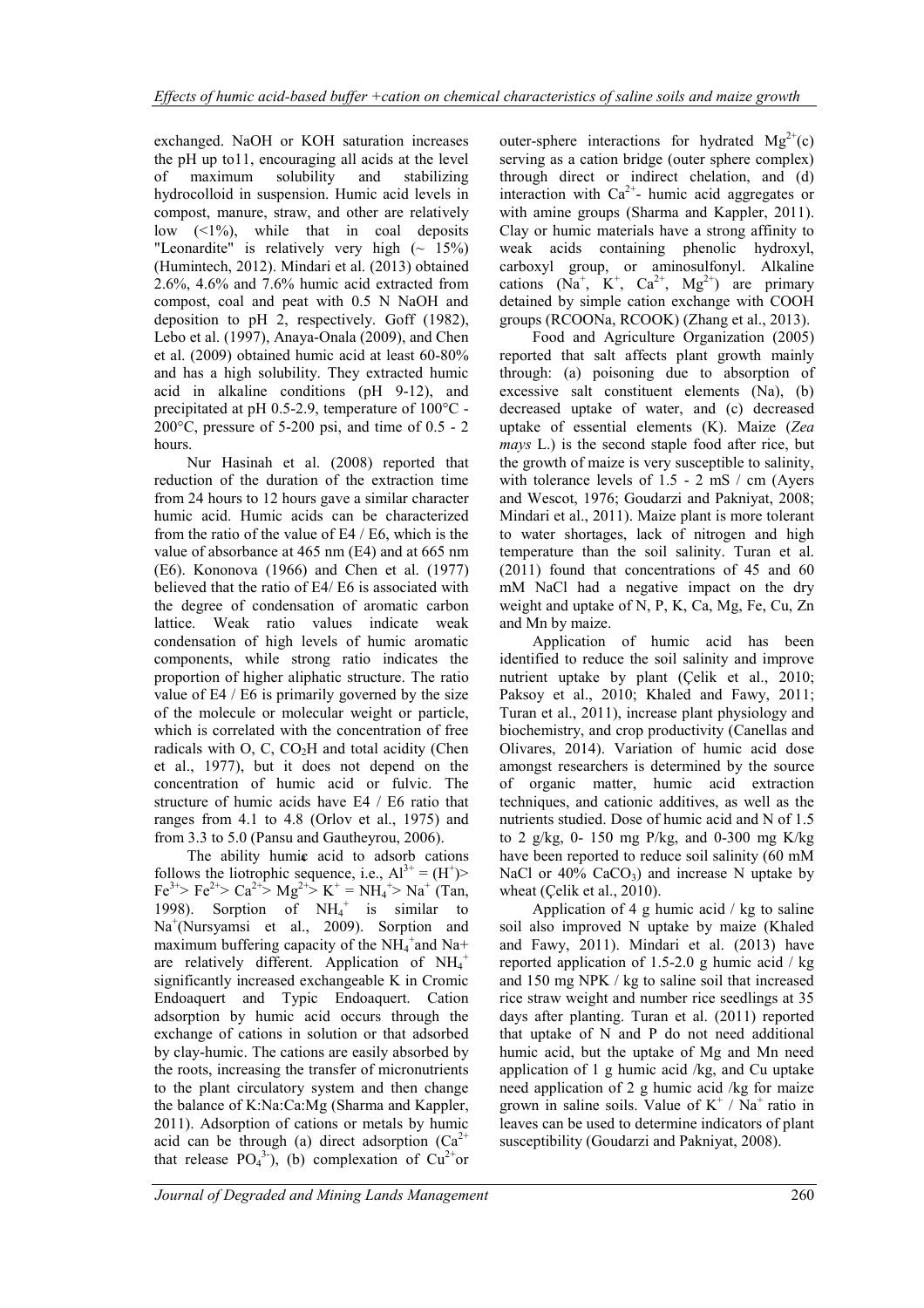exchanged. NaOH or KOH saturation increases the pH up to11, encouraging all acids at the level of maximum solubility and stabilizing hydrocolloid in suspension. Humic acid levels in compost, manure, straw, and other are relatively low (<1%), while that in coal deposits "Leonardite" is relatively very high (~ 15%) (Humintech, 2012). Mindari et al. (2013) obtained 2.6%, 4.6% and 7.6% humic acid extracted from compost, coal and peat with 0.5 N NaOH and deposition to pH 2, respectively. Goff (1982), Lebo et al. (1997), Anaya-Onala (2009), and Chen et al. (2009) obtained humic acid at least 60-80% and has a high solubility. They extracted humic acid in alkaline conditions (pH 9-12), and precipitated at pH 0.5-2.9, temperature of 100°C - 200°C, pressure of 5-200 psi, and time of 0.5 - 2 hours.

Nur Hasinah et al. (2008) reported that reduction of the duration of the extraction time from 24 hours to 12 hours gave a similar character humic acid. Humic acids can be characterized from the ratio of the value of E4 / E6, which is the value of absorbance at 465 nm (E4) and at 665 nm (E6). Kononova (1966) and Chen et al. (1977) believed that the ratio of E4/ E6 is associated with the degree of condensation of aromatic carbon lattice. Weak ratio values indicate weak condensation of high levels of humic aromatic components, while strong ratio indicates the proportion of higher aliphatic structure. The ratio value of E4 / E6 is primarily governed by the size of the molecule or molecular weight or particle, which is correlated with the concentration of free radicals with O, C, $CO_2H$ and total acidity (Chen et al., 1977), but it does not depend on the concentration of humic acid or fulvic. The structure of humic acids have E4 / E6 ratio that ranges from 4.1 to 4.8 (Orlov et al., 1975) and from 3.3 to 5.0 (Pansu and Gautheyrou, 2006).

The ability humic acid to adsorb cations follows the liotrophic sequence, i.e., $Al^{3+} = (H^+) > Fe^{3+} > Fe^{2+} > Ca^{2+} > Mg^{2+} > K^+ = NH_4^+ > Na^+$ (Tan, 1998). Sorption of $NH_4^+$ is similar to $Na^+$(Nursyamsi et al., 2009). Sorption and maximum buffering capacity of the $NH_4^+$and Na+ are relatively different. Application of $NH_4^+$ significantly increased exchangeable K in Cromic Endoaquert and Typic Endoaquert. Cation adsorption by humic acid occurs through the exchange of cations in solution or that adsorbed by clay-humic. The cations are easily absorbed by the roots, increasing the transfer of micronutrients to the plant circulatory system and then change the balance of K:Na:Ca:Mg (Sharma and Kappler, 2011). Adsorption of cations or metals by humic acid can be through (a) direct adsorption ($Ca^{2+}$ that release $PO_4^{3-}$), (b) complexation of $Cu^{2+}$or outer-sphere interactions for hydrated $Mg^{2+}$(c) serving as a cation bridge (outer sphere complex) through direct or indirect chelation, and (d) interaction with $Ca^{2+}$- humic acid aggregates or with amine groups (Sharma and Kappler, 2011). Clay or humic materials have a strong affinity to weak acids containing phenolic hydroxyl, carboxyl group, or aminosulfonyl. Alkaline cations ($Na^+$, $K^+$, $Ca^{2+}$, $Mg^{2+}$) are primary detained by simple cation exchange with COOH groups (RCOONa, RCOOK) (Zhang et al., 2013).

Food and Agriculture Organization (2005) reported that salt affects plant growth mainly through: (a) poisoning due to absorption of excessive salt constituent elements (Na), (b) decreased uptake of water, and (c) decreased uptake of essential elements (K). Maize (*Zea mays* L.) is the second staple food after rice, but the growth of maize is very susceptible to salinity, with tolerance levels of 1.5 - 2 mS / cm (Ayers and Wescot, 1976; Goudarzi and Pakniyat, 2008; Mindari et al., 2011). Maize plant is more tolerant to water shortages, lack of nitrogen and high temperature than the soil salinity. Turan et al. (2011) found that concentrations of 45 and 60 mM NaCl had a negative impact on the dry weight and uptake of N, P, K, Ca, Mg, Fe, Cu, Zn and Mn by maize.

Application of humic acid has been identified to reduce the soil salinity and improve nutrient uptake by plant (Çelik et al., 2010; Paksoy et al., 2010; Khaled and Fawy, 2011; Turan et al., 2011), increase plant physiology and biochemistry, and crop productivity (Canellas and Olivares, 2014). Variation of humic acid dose amongst researchers is determined by the source of organic matter, humic acid extraction techniques, and cationic additives, as well as the nutrients studied. Dose of humic acid and N of 1.5 to 2 g/kg, 0- 150 mg P/kg, and 0-300 mg K/kg have been reported to reduce soil salinity (60 mM NaCl or 40% $CaCO_3$) and increase N uptake by wheat (Çelik et al., 2010).

Application of 4 g humic acid / kg to saline soil also improved N uptake by maize (Khaled and Fawy, 2011). Mindari et al. (2013) have reported application of 1.5-2.0 g humic acid / kg and 150 mg NPK / kg to saline soil that increased rice straw weight and number rice seedlings at 35 days after planting. Turan et al. (2011) reported that uptake of N and P do not need additional humic acid, but the uptake of Mg and Mn need application of 1 g humic acid /kg, and Cu uptake need application of 2 g humic acid /kg for maize grown in saline soils. Value of $K^+$ / $Na^+$ ratio in leaves can be used to determine indicators of plant susceptibility (Goudarzi and Pakniyat, 2008).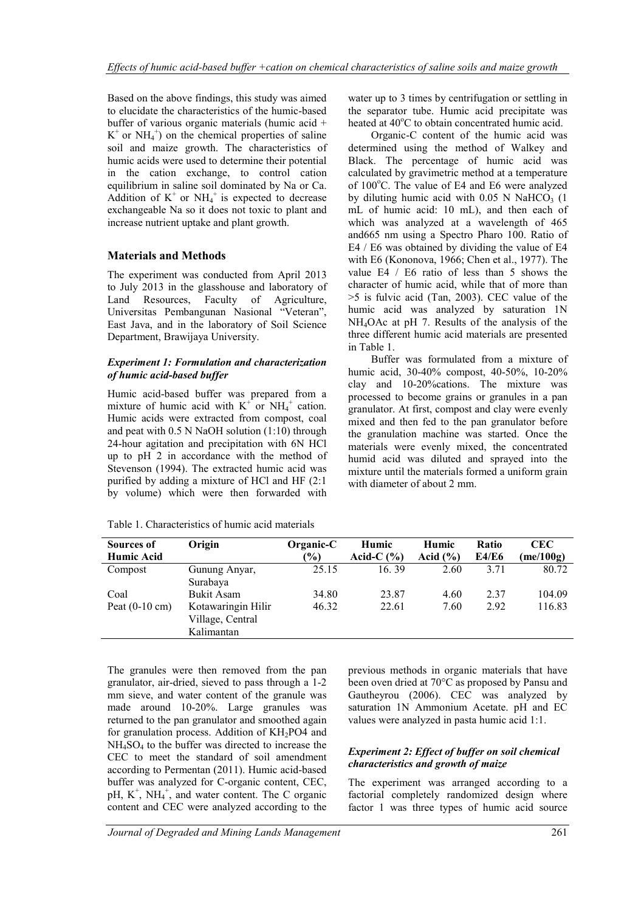Based on the above findings, this study was aimed to elucidate the characteristics of the humic-based buffer of various organic materials (humic acid + $K^+$ or $NH_4^+$) on the chemical properties of saline soil and maize growth. The characteristics of humic acids were used to determine their potential in the cation exchange, to control cation equilibrium in saline soil dominated by Na or Ca. Addition of $K^+$ or $NH_4^+$ is expected to decrease exchangeable Na so it does not toxic to plant and increase nutrient uptake and plant growth.

## Materials and Methods

The experiment was conducted from April 2013 to July 2013 in the glasshouse and laboratory of Land Resources, Faculty of Agriculture, Universitas Pembangunan Nasional "Veteran", East Java, and in the laboratory of Soil Science Department, Brawijaya University.

### *Experiment 1: Formulation and characterization of humic acid-based buffer*

Humic acid-based buffer was prepared from a mixture of humic acid with $K^+$ or $NH_4^+$ cation. Humic acids were extracted from compost, coal and peat with 0.5 N NaOH solution (1:10) through 24-hour agitation and precipitation with 6N HCl up to pH 2 in accordance with the method of Stevenson (1994). The extracted humic acid was purified by adding a mixture of HCl and HF (2:1 by volume) which were then forwarded with water up to 3 times by centrifugation or settling in the separator tube. Humic acid precipitate was heated at 40°C to obtain concentrated humic acid.

Organic-C content of the humic acid was determined using the method of Walkey and Black. The percentage of humic acid was calculated by gravimetric method at a temperature of 100°C. The value of E4 and E6 were analyzed by diluting humic acid with 0.05 N $NaHCO_3$ (1 mL of humic acid: 10 mL), and then each of which was analyzed at a wavelength of 465 and665 nm using a Spectro Pharo 100. Ratio of E4 / E6 was obtained by dividing the value of E4 with E6 (Kononova, 1966; Chen et al., 1977). The value E4 / E6 ratio of less than 5 shows the character of humic acid, while that of more than >5 is fulvic acid (Tan, 2003). CEC value of the humic acid was analyzed by saturation 1N $NH_4OAc$ at pH 7. Results of the analysis of the three different humic acid materials are presented in Table 1.

Buffer was formulated from a mixture of humic acid, 30-40% compost, 40-50%, 10-20% clay and 10-20%cations. The mixture was processed to become grains or granules in a pan granulator. At first, compost and clay were evenly mixed and then fed to the pan granulator before the granulation machine was started. Once the materials were evenly mixed, the concentrated humid acid was diluted and sprayed into the mixture until the materials formed a uniform grain with diameter of about 2 mm.

Table 1. Characteristics of humic acid materials

| Sources of Humic Acid | Origin | Organic-C (%) | Humic Acid-C (%) | Humic Acid (%) | Ratio E4/E6 | CEC (me/100g) |
|---|---|---|---|---|---|---|
| Compost | Gunung Anyar, Surabaya | 25.15 | 16. 39 | 2.60 | 3.71 | 80.72 |
| Coal | Bukit Asam | 34.80 | 23.87 | 4.60 | 2.37 | 104.09 |
| Peat (0-10 cm) | Kotawaringin Hilir Village, Central Kalimantan | 46.32 | 22.61 | 7.60 | 2.92 | 116.83 |

The granules were then removed from the pan granulator, air-dried, sieved to pass through a 1-2 mm sieve, and water content of the granule was made around 10-20%. Large granules was returned to the pan granulator and smoothed again for granulation process. Addition of $KH_2PO4$ and $NH_4SO_4$ to the buffer was directed to increase the CEC to meet the standard of soil amendment according to Permentan (2011). Humic acid-based buffer was analyzed for C-organic content, CEC, pH, $K^+$, $NH_4^+$, and water content. The C organic content and CEC were analyzed according to the previous methods in organic materials that have been oven dried at 70°C as proposed by Pansu and Gautheyrou (2006). CEC was analyzed by saturation 1N Ammonium Acetate. pH and EC values were analyzed in pasta humic acid 1:1.

### *Experiment 2: Effect of buffer on soil chemical characteristics and growth of maize*

The experiment was arranged according to a factorial completely randomized design where factor 1 was three types of humic acid source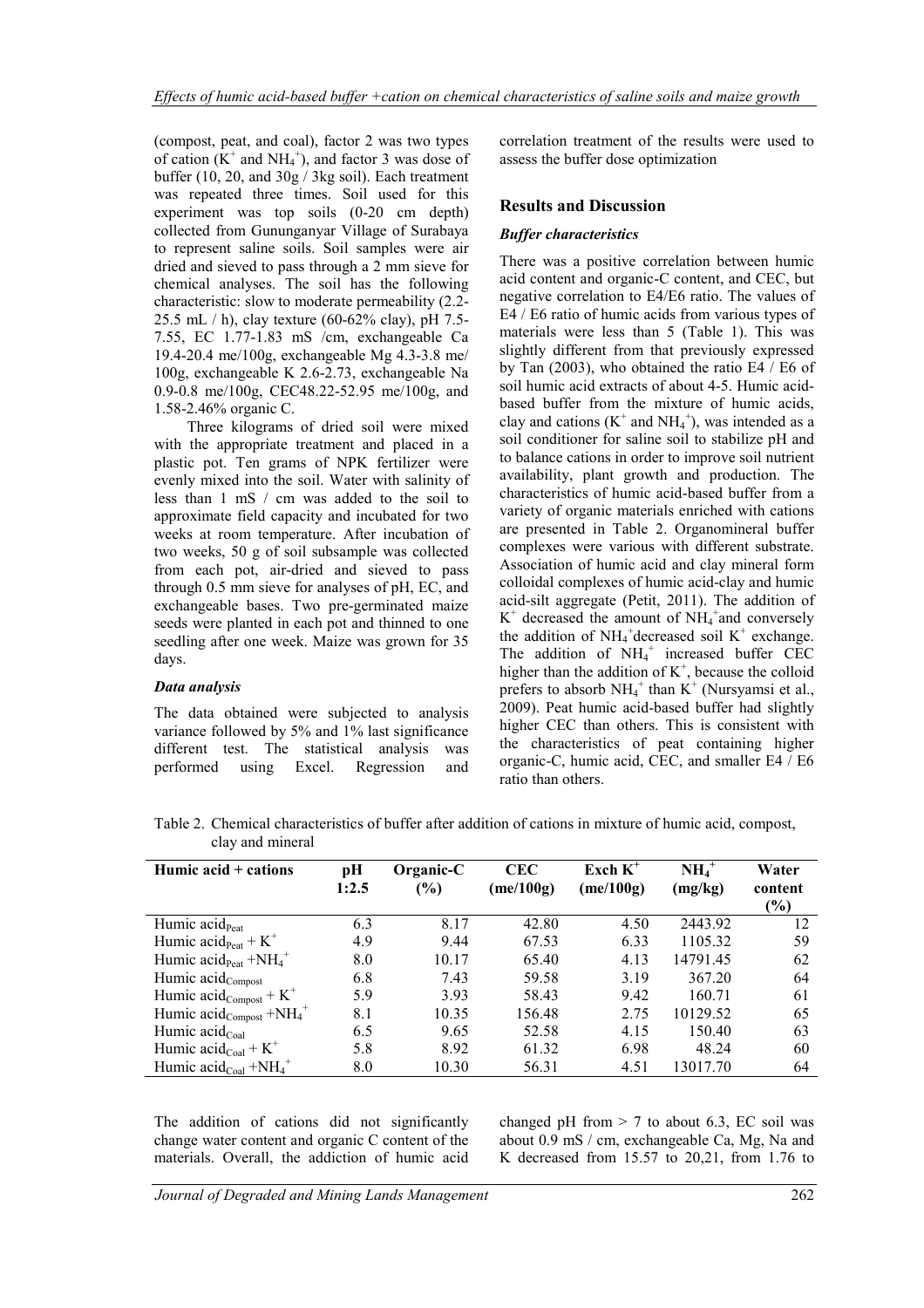(compost, peat, and coal), factor 2 was two types of cation ($K^+$ and $NH_4^+$), and factor 3 was dose of buffer (10, 20, and 30g / 3kg soil). Each treatment was repeated three times. Soil used for this experiment was top soils (0-20 cm depth) collected from Gununganyar Village of Surabaya to represent saline soils. Soil samples were air dried and sieved to pass through a 2 mm sieve for chemical analyses. The soil has the following characteristic: slow to moderate permeability (2.2-25.5 mL / h), clay texture (60-62% clay), pH 7.5-7.55, EC 1.77-1.83 mS /cm, exchangeable Ca 19.4-20.4 me/100g, exchangeable Mg 4.3-3.8 me/100g, exchangeable K 2.6-2.73, exchangeable Na 0.9-0.8 me/100g, CEC48.22-52.95 me/100g, and 1.58-2.46% organic C.

Three kilograms of dried soil were mixed with the appropriate treatment and placed in a plastic pot. Ten grams of NPK fertilizer were evenly mixed into the soil. Water with salinity of less than 1 mS / cm was added to the soil to approximate field capacity and incubated for two weeks at room temperature. After incubation of two weeks, 50 g of soil subsample was collected from each pot, air-dried and sieved to pass through 0.5 mm sieve for analyses of pH, EC, and exchangeable bases. Two pre-germinated maize seeds were planted in each pot and thinned to one seedling after one week. Maize was grown for 35 days.

### *Data analysis*

The data obtained were subjected to analysis variance followed by 5% and 1% last significance different test. The statistical analysis was performed using Excel. Regression and correlation treatment of the results were used to assess the buffer dose optimization

## Results and Discussion

### *Buffer characteristics*

There was a positive correlation between humic acid content and organic-C content, and CEC, but negative correlation to E4/E6 ratio. The values of E4 / E6 ratio of humic acids from various types of materials were less than 5 (Table 1). This was slightly different from that previously expressed by Tan (2003), who obtained the ratio E4 / E6 of soil humic acid extracts of about 4-5. Humic acid-based buffer from the mixture of humic acids, clay and cations ($K^+$ and $NH_4^+$), was intended as a soil conditioner for saline soil to stabilize pH and to balance cations in order to improve soil nutrient availability, plant growth and production. The characteristics of humic acid-based buffer from a variety of organic materials enriched with cations are presented in Table 2. Organomineral buffer complexes were various with different substrate. Association of humic acid and clay mineral form colloidal complexes of humic acid-clay and humic acid-silt aggregate (Petit, 2011). The addition of $K^+$ decreased the amount of $NH_4^+$and conversely the addition of $NH_4^+$decreased soil $K^+$ exchange. The addition of $NH_4^+$ increased buffer CEC higher than the addition of $K^+$, because the colloid prefers to absorb $NH_4^+$ than $K^+$ (Nursyamsi et al., 2009). Peat humic acid-based buffer had slightly higher CEC than others. This is consistent with the characteristics of peat containing higher organic-C, humic acid, CEC, and smaller E4 / E6 ratio than others.

Table 2. Chemical characteristics of buffer after addition of cations in mixture of humic acid, compost, clay and mineral

| Humic acid + cations | pH 1:2.5 | Organic-C (%) | CEC (me/100g) | Exch $K^+$ (me/100g) | $NH_4^+$ (mg/kg) | Water content (%) |
|---|---|---|---|---|---|---|
| Humic acid$_{Peat}$ | 6.3 | 8.17 | 42.80 | 4.50 | 2443.92 | 12 |
| Humic acid$_{Peat}$ + $K^+$ | 4.9 | 9.44 | 67.53 | 6.33 | 1105.32 | 59 |
| Humic acid$_{Peat}$ +$NH_4^+$ | 8.0 | 10.17 | 65.40 | 4.13 | 14791.45 | 62 |
| Humic acid$_{Compost}$ | 6.8 | 7.43 | 59.58 | 3.19 | 367.20 | 64 |
| Humic acid$_{Compost}$ + $K^+$ | 5.9 | 3.93 | 58.43 | 9.42 | 160.71 | 61 |
| Humic acid$_{Compost}$ +$NH_4^+$ | 8.1 | 10.35 | 156.48 | 2.75 | 10129.52 | 65 |
| Humic acid$_{Coal}$ | 6.5 | 9.65 | 52.58 | 4.15 | 150.40 | 63 |
| Humic acid$_{Coal}$ + $K^+$ | 5.8 | 8.92 | 61.32 | 6.98 | 48.24 | 60 |
| Humic acid$_{Coal}$ +$NH_4^+$ | 8.0 | 10.30 | 56.31 | 4.51 | 13017.70 | 64 |

The addition of cations did not significantly change water content and organic C content of the materials. Overall, the addiction of humic acid changed pH from > 7 to about 6.3, EC soil was about 0.9 mS / cm, exchangeable Ca, Mg, Na and K decreased from 15.57 to 20,21, from 1.76 to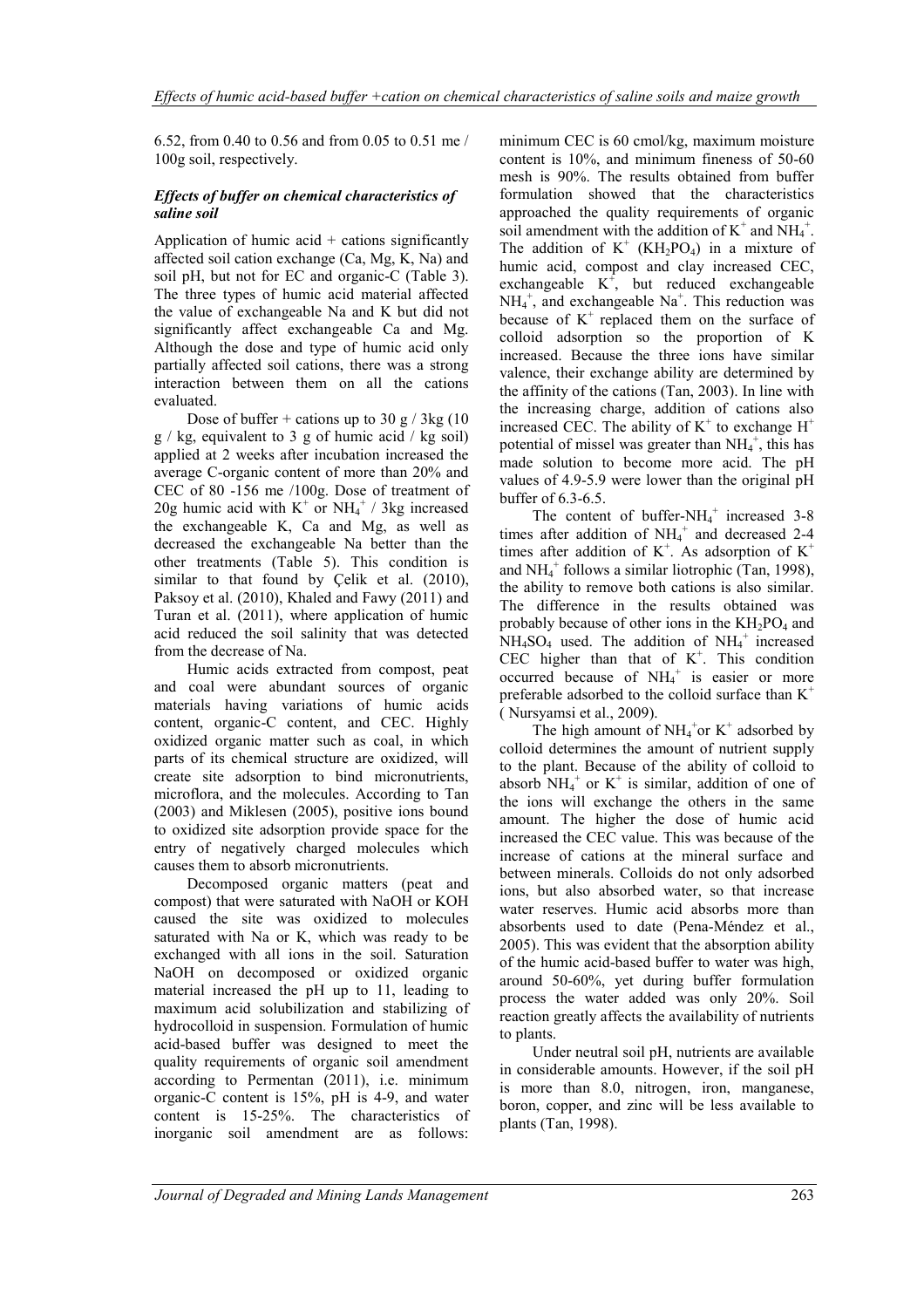6.52, from 0.40 to 0.56 and from 0.05 to 0.51 me / 100g soil, respectively.

### *Effects of buffer on chemical characteristics of saline soil*

Application of humic acid + cations significantly affected soil cation exchange (Ca, Mg, K, Na) and soil pH, but not for EC and organic-C (Table 3). The three types of humic acid material affected the value of exchangeable Na and K but did not significantly affect exchangeable Ca and Mg. Although the dose and type of humic acid only partially affected soil cations, there was a strong interaction between them on all the cations evaluated.

Dose of buffer + cations up to 30 g / 3kg (10 g / kg, equivalent to 3 g of humic acid / kg soil) applied at 2 weeks after incubation increased the average C-organic content of more than 20% and CEC of 80 -156 me /100g. Dose of treatment of 20g humic acid with $K^+$ or $NH_4^+$ / 3kg increased the exchangeable K, Ca and Mg, as well as decreased the exchangeable Na better than the other treatments (Table 5). This condition is similar to that found by Çelik et al. (2010), Paksoy et al. (2010), Khaled and Fawy (2011) and Turan et al. (2011), where application of humic acid reduced the soil salinity that was detected from the decrease of Na.

Humic acids extracted from compost, peat and coal were abundant sources of organic materials having variations of humic acids content, organic-C content, and CEC. Highly oxidized organic matter such as coal, in which parts of its chemical structure are oxidized, will create site adsorption to bind micronutrients, microflora, and the molecules. According to Tan (2003) and Miklesen (2005), positive ions bound to oxidized site adsorption provide space for the entry of negatively charged molecules which causes them to absorb micronutrients.

Decomposed organic matters (peat and compost) that were saturated with NaOH or KOH caused the site was oxidized to molecules saturated with Na or K, which was ready to be exchanged with all ions in the soil. Saturation NaOH on decomposed or oxidized organic material increased the pH up to 11, leading to maximum acid solubilization and stabilizing of hydrocolloid in suspension. Formulation of humic acid-based buffer was designed to meet the quality requirements of organic soil amendment according to Permentan (2011), i.e. minimum organic-C content is 15%, pH is 4-9, and water content is 15-25%. The characteristics of inorganic soil amendment are as follows: minimum CEC is 60 cmol/kg, maximum moisture content is 10%, and minimum fineness of 50-60 mesh is 90%. The results obtained from buffer formulation showed that the characteristics approached the quality requirements of organic soil amendment with the addition of $K^+$ and $NH_4^+$. The addition of $K^+$ ($KH_2PO_4$) in a mixture of humic acid, compost and clay increased CEC, exchangeable $K^+$, but reduced exchangeable $NH_4^+$, and exchangeable $Na^+$. This reduction was because of $K^+$ replaced them on the surface of colloid adsorption so the proportion of K increased. Because the three ions have similar valence, their exchange ability are determined by the affinity of the cations (Tan, 2003). In line with the increasing charge, addition of cations also increased CEC. The ability of $K^+$ to exchange $H^+$ potential of missel was greater than $NH_4^+$, this has made solution to become more acid. The pH values of 4.9-5.9 were lower than the original pH buffer of 6.3-6.5.

The content of buffer-$NH_4^+$ increased 3-8 times after addition of $NH_4^+$ and decreased 2-4 times after addition of $K^+$. As adsorption of $K^+$ and $NH_4^+$ follows a similar liotrophic (Tan, 1998), the ability to remove both cations is also similar. The difference in the results obtained was probably because of other ions in the $KH_2PO_4$ and $NH_4SO_4$ used. The addition of $NH_4^+$ increased CEC higher than that of $K^+$. This condition occurred because of $NH_4^+$ is easier or more preferable adsorbed to the colloid surface than $K^+$ ( Nursyamsi et al., 2009).

The high amount of $NH_4^+$or $K^+$ adsorbed by colloid determines the amount of nutrient supply to the plant. Because of the ability of colloid to absorb $NH_4^+$ or $K^+$ is similar, addition of one of the ions will exchange the others in the same amount. The higher the dose of humic acid increased the CEC value. This was because of the increase of cations at the mineral surface and between minerals. Colloids do not only adsorbed ions, but also absorbed water, so that increase water reserves. Humic acid absorbs more than absorbents used to date (Pena-Méndez et al., 2005). This was evident that the absorption ability of the humic acid-based buffer to water was high, around 50-60%, yet during buffer formulation process the water added was only 20%. Soil reaction greatly affects the availability of nutrients to plants.

Under neutral soil pH, nutrients are available in considerable amounts. However, if the soil pH is more than 8.0, nitrogen, iron, manganese, boron, copper, and zinc will be less available to plants (Tan, 1998).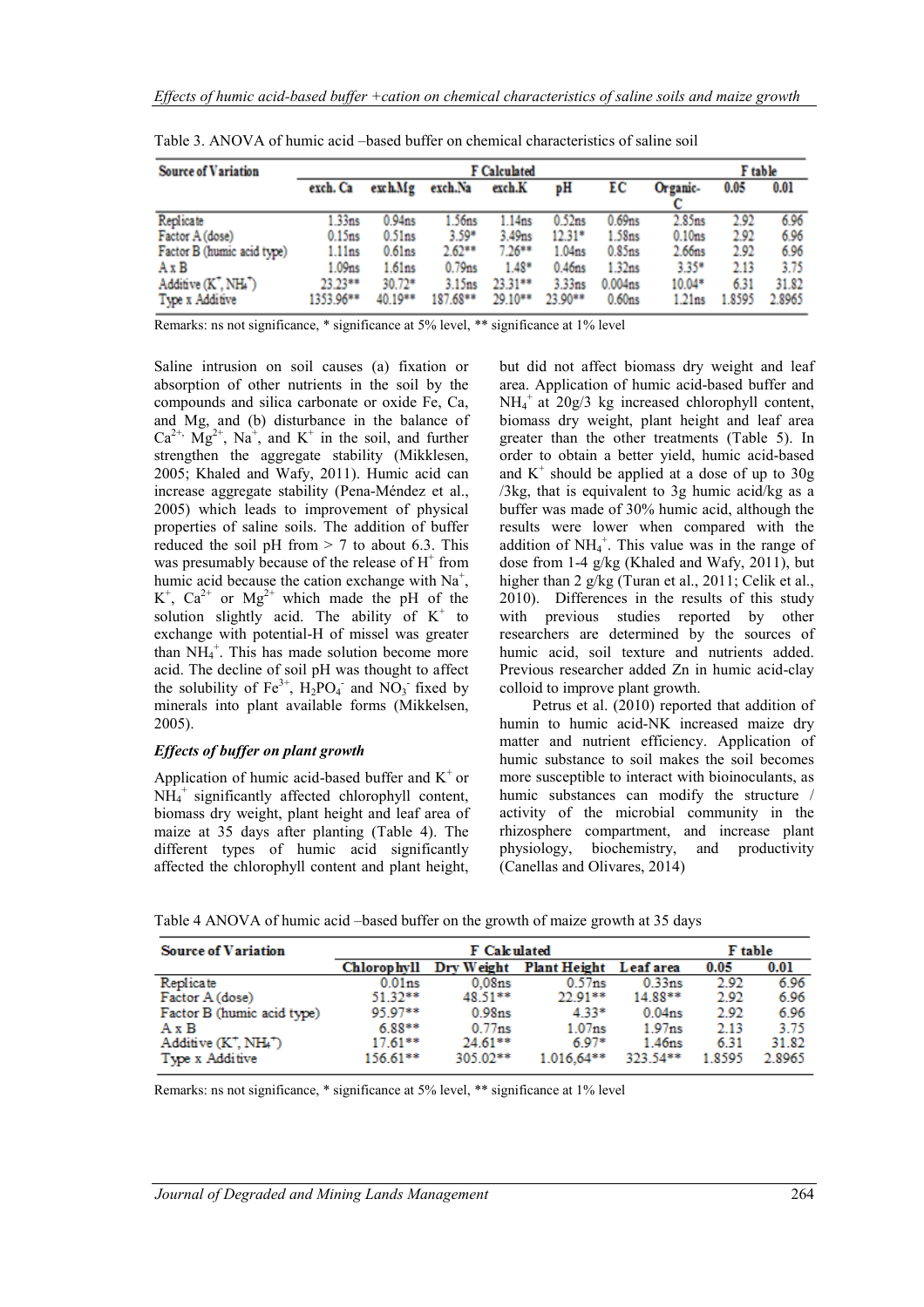Table 3. ANOVA of humic acid –based buffer on chemical characteristics of saline soil

| Source of Variation | F Calculated | | | | | | | F table | |
|---|---|---|---|---|---|---|---|---|---|
| | exch. Ca | exch.Mg | exch.Na | exch.K | pH | EC | Organic-C | 0.05 | 0.01 |
| Replicate | 1.33ns | 0.94ns | 1.56ns | 1.14ns | 0.52ns | 0.69ns | 2.85ns | 2.92 | 6.96 |
| Factor A (dose) | 0.15ns | 0.51ns | 3.59* | 3.49ns | 12.31* | 1.58ns | 0.10ns | 2.92 | 6.96 |
| Factor B (humic acid type) | 1.11ns | 0.61ns | 2.62** | 7.26** | 1.04ns | 0.85ns | 2.66ns | 2.92 | 6.96 |
| A x B | 1.09ns | 1.61ns | 0.79ns | 1.48* | 0.46ns | 1.32ns | 3.35* | 2.13 | 3.75 |
| Additive ($K^+$, $NH_4^+$) | 23.23** | 30.72* | 3.15ns | 23.31** | 3.33ns | 0.004ns | 10.04* | 6.31 | 31.82 |
| Type x Additive | 1353.96** | 40.19** | 187.68** | 29.10** | 23.90** | 0.60ns | 1.21ns | 1.8595 | 2.8965 |

Remarks: ns not significance, * significance at 5% level, ** significance at 1% level

Saline intrusion on soil causes (a) fixation or absorption of other nutrients in the soil by the compounds and silica carbonate or oxide Fe, Ca, and Mg, and (b) disturbance in the balance of $Ca^{2+}$, $Mg^{2+}$, $Na^+$, and $K^+$ in the soil, and further strengthen the aggregate stability (Mikklesen, 2005; Khaled and Wafy, 2011). Humic acid can increase aggregate stability (Pena-Méndez et al., 2005) which leads to improvement of physical properties of saline soils. The addition of buffer reduced the soil pH from > 7 to about 6.3. This was presumably because of the release of $H^+$ from humic acid because the cation exchange with $Na^+$, $K^+$, $Ca^{2+}$ or $Mg^{2+}$ which made the pH of the solution slightly acid. The ability of $K^+$ to exchange with potential-H of missel was greater than $NH_4^+$. This has made solution become more acid. The decline of soil pH was thought to affect the solubility of $Fe^{3+}$, $H_2PO_4^-$ and $NO_3^-$ fixed by minerals into plant available forms (Mikkelsen, 2005).

### *Effects of buffer on plant growth*

Application of humic acid-based buffer and $K^+$ or $NH_4^+$ significantly affected chlorophyll content, biomass dry weight, plant height and leaf area of maize at 35 days after planting (Table 4). The different types of humic acid significantly affected the chlorophyll content and plant height, but did not affect biomass dry weight and leaf area. Application of humic acid-based buffer and $NH_4^+$ at 20g/3 kg increased chlorophyll content, biomass dry weight, plant height and leaf area greater than the other treatments (Table 5). In order to obtain a better yield, humic acid-based and $K^+$ should be applied at a dose of up to 30g /3kg, that is equivalent to 3g humic acid/kg as a buffer was made of 30% humic acid, although the results were lower when compared with the addition of $NH_4^+$. This value was in the range of dose from 1-4 g/kg (Khaled and Wafy, 2011), but higher than 2 g/kg (Turan et al., 2011; Celik et al., 2010). Differences in the results of this study with previous studies reported by other researchers are determined by the sources of humic acid, soil texture and nutrients added. Previous researcher added Zn in humic acid-clay colloid to improve plant growth.

Petrus et al. (2010) reported that addition of humin to humic acid-NK increased maize dry matter and nutrient efficiency. Application of humic substance to soil makes the soil becomes more susceptible to interact with bioinoculants, as humic substances can modify the structure / activity of the microbial community in the rhizosphere compartment, and increase plant physiology, biochemistry, and productivity (Canellas and Olivares, 2014)

Table 4 ANOVA of humic acid –based buffer on the growth of maize growth at 35 days

| Source of Variation | F Calculated | | | | F table | |
|---|---|---|---|---|---|---|
| | Chlorophyll | Dry Weight | Plant Height | Leaf area | 0.05 | 0.01 |
| Replicate | 0.01ns | 0,08ns | 0.57ns | 0.33ns | 2.92 | 6.96 |
| Factor A (dose) | 51.32** | 48.51** | 22.91** | 14.88** | 2.92 | 6.96 |
| Factor B (humic acid type) | 95.97** | 0.98ns | 4.33* | 0.04ns | 2.92 | 6.96 |
| A x B | 6.88** | 0.77ns | 1.07ns | 1.97ns | 2.13 | 3.75 |
| Additive ($K^+$, $NH_4^+$) | 17.61** | 24.61** | 6.97* | 1.46ns | 6.31 | 31.82 |
| Type x Additive | 156.61** | 305.02** | 1.016,64** | 323.54** | 1.8595 | 2.8965 |

Remarks: ns not significance, * significance at 5% level, ** significance at 1% level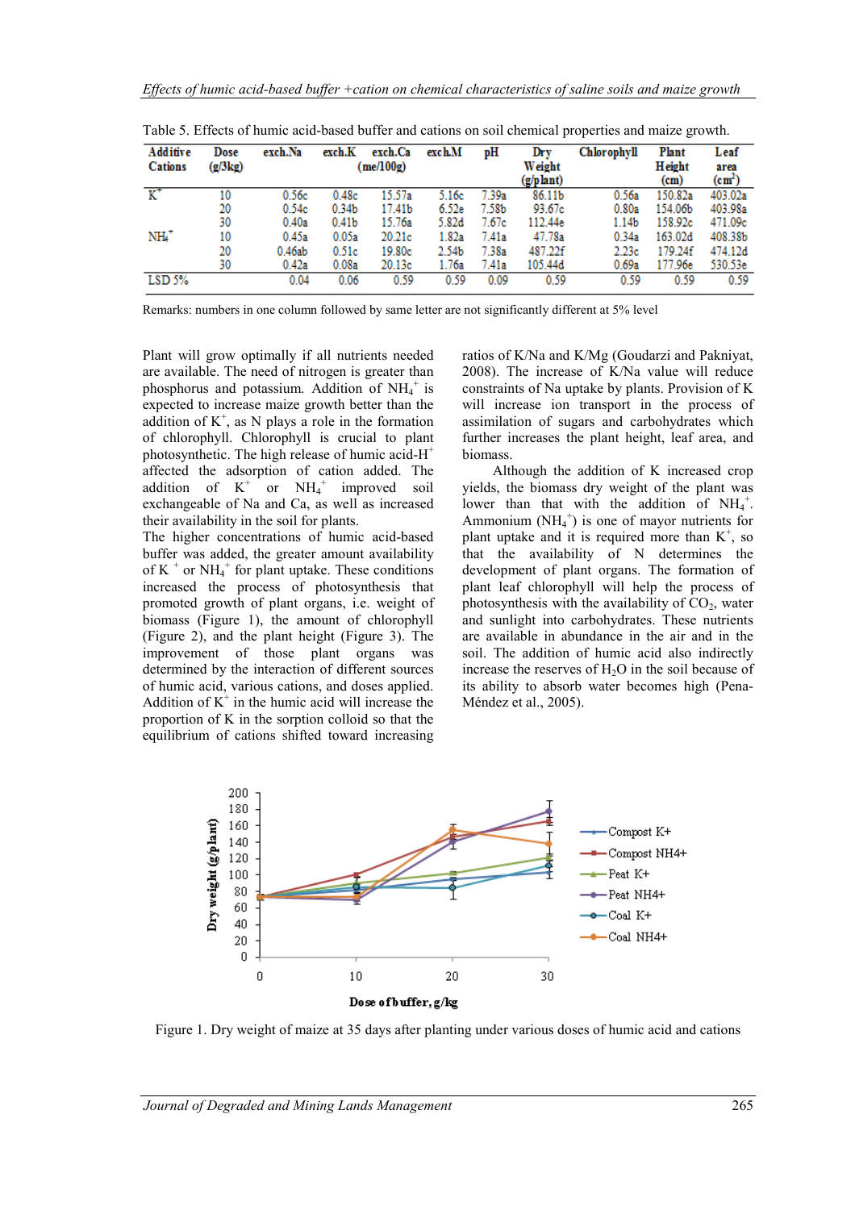Table 5. Effects of humic acid-based buffer and cations on soil chemical properties and maize growth.

| Additive Cations | Dose (g/3kg) | exch.Na | exch.K | exch.Ca | exch.M | pH | Dry Weight (g/plant) | Chlorophyll | Plant Height (cm) | Leaf area ($cm^2$) |
|---|---|---|---|---|---|---|---|---|---|---|
| | | | | (me/100g) | | | | | | |
| $K^+$ | 10 | 0.56c | 0.48c | 15.57a | 5.16c | 7.39a | 86.11b | 0.56a | 150.82a | 403.02a |
| | 20 | 0.54c | 0.34b | 17.41b | 6.52e | 7.58b | 93.67c | 0.80a | 154.06b | 403.98a |
| | 30 | 0.40a | 0.41b | 15.76a | 5.82d | 7.67c | 112.44e | 1.14b | 158.92c | 471.09c |
| $NH_4^+$ | 10 | 0.45a | 0.05a | 20.21c | 1.82a | 7.41a | 47.78a | 0.34a | 163.02d | 408.38b |
| | 20 | 0.46ab | 0.51c | 19.80c | 2.54b | 7.38a | 487.22f | 2.23c | 179.24f | 474.12d |
| | 30 | 0.42a | 0.08a | 20.13c | 1.76a | 7.41a | 105.44d | 0.69a | 177.96e | 530.53e |
| LSD 5% | | 0.04 | 0.06 | 0.59 | 0.59 | 0.09 | 0.59 | 0.59 | 0.59 | 0.59 |

Remarks: numbers in one column followed by same letter are not significantly different at 5% level

Plant will grow optimally if all nutrients needed are available. The need of nitrogen is greater than phosphorus and potassium. Addition of $NH_4^+$ is expected to increase maize growth better than the addition of $K^+$, as N plays a role in the formation of chlorophyll. Chlorophyll is crucial to plant photosynthetic. The high release of humic acid-$H^+$ affected the adsorption of cation added. The addition of $K^+$ or $NH_4^+$ improved soil exchangeable of Na and Ca, as well as increased their availability in the soil for plants.

The higher concentrations of humic acid-based buffer was added, the greater amount availability of $K^+$ or $NH_4^+$ for plant uptake. These conditions increased the process of photosynthesis that promoted growth of plant organs, i.e. weight of biomass (Figure 1), the amount of chlorophyll (Figure 2), and the plant height (Figure 3). The improvement of those plant organs was determined by the interaction of different sources of humic acid, various cations, and doses applied. Addition of $K^+$ in the humic acid will increase the proportion of K in the sorption colloid so that the equilibrium of cations shifted toward increasing ratios of K/Na and K/Mg (Goudarzi and Pakniyat, 2008). The increase of K/Na value will reduce constraints of Na uptake by plants. Provision of K will increase ion transport in the process of assimilation of sugars and carbohydrates which further increases the plant height, leaf area, and biomass.

Although the addition of K increased crop yields, the biomass dry weight of the plant was lower than that with the addition of $NH_4^+$. Ammonium ($NH_4^+$) is one of mayor nutrients for plant uptake and it is required more than $K^+$, so that the availability of N determines the development of plant organs. The formation of plant leaf chlorophyll will help the process of photosynthesis with the availability of $CO_2$, water and sunlight into carbohydrates. These nutrients are available in abundance in the air and in the soil. The addition of humic acid also indirectly increase the reserves of $H_2O$ in the soil because of its ability to absorb water becomes high (Pena-Méndez et al., 2005).

Figure 1. Dry weight of maize at 35 days after planting under various doses of humic acid and cations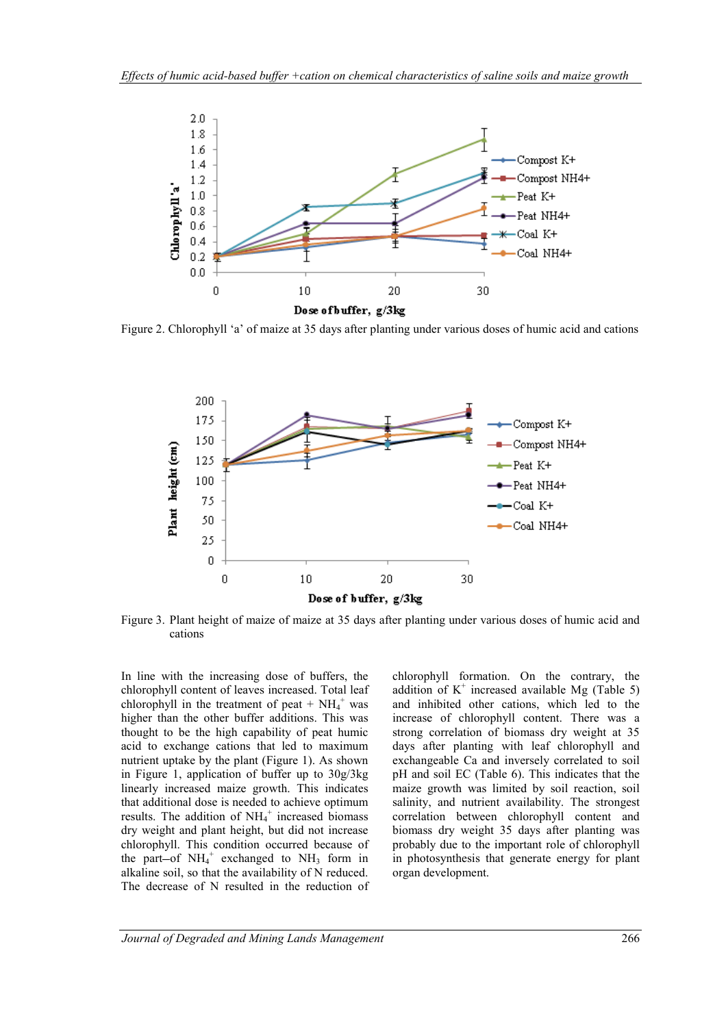Figure 2. Chlorophyll ‘a’ of maize at 35 days after planting under various doses of humic acid and cations

Figure 3. Plant height of maize of maize at 35 days after planting under various doses of humic acid and cations

In line with the increasing dose of buffers, the chlorophyll content of leaves increased. Total leaf chlorophyll in the treatment of peat + $NH_4^+$ was higher than the other buffer additions. This was thought to be the high capability of peat humic acid to exchange cations that led to maximum nutrient uptake by the plant (Figure 1). As shown in Figure 1, application of buffer up to 30g/3kg linearly increased maize growth. This indicates that additional dose is needed to achieve optimum results. The addition of $NH_4^+$ increased biomass dry weight and plant height, but did not increase chlorophyll. This condition occurred because of the part–of $NH_4^+$ exchanged to $NH_3$ form in alkaline soil, so that the availability of N reduced. The decrease of N resulted in the reduction of chlorophyll formation. On the contrary, the addition of $K^+$ increased available Mg (Table 5) and inhibited other cations, which led to the increase of chlorophyll content. There was a strong correlation of biomass dry weight at 35 days after planting with leaf chlorophyll and exchangeable Ca and inversely correlated to soil pH and soil EC (Table 6). This indicates that the maize growth was limited by soil reaction, soil salinity, and nutrient availability. The strongest correlation between chlorophyll content and biomass dry weight 35 days after planting was probably due to the important role of chlorophyll in photosynthesis that generate energy for plant organ development.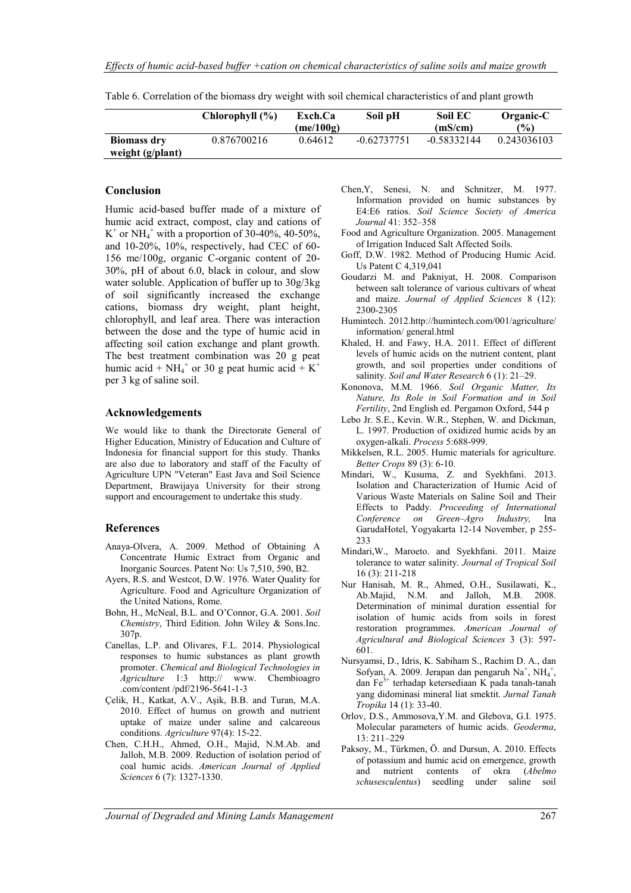Table 6. Correlation of the biomass dry weight with soil chemical characteristics of and plant growth

| | Chlorophyll (%) | Exch.Ca (me/100g) | Soil pH | Soil EC (mS/cm) | Organic-C (%) |
|---|---|---|---|---|---|
| **Biomass dry weight (g/plant)** | 0.876700216 | 0.64612 | -0.62737751 | -0.58332144 | 0.243036103 |

## Conclusion

Humic acid-based buffer made of a mixture of humic acid extract, compost, clay and cations of $K^+$ or $NH_4^+$ with a proportion of 30-40%, 40-50%, and 10-20%, 10%, respectively, had CEC of 60-156 me/100g, organic C-organic content of 20-30%, pH of about 6.0, black in colour, and slow water soluble. Application of buffer up to 30g/3kg of soil significantly increased the exchange cations, biomass dry weight, plant height, chlorophyll, and leaf area. There was interaction between the dose and the type of humic acid in affecting soil cation exchange and plant growth. The best treatment combination was 20 g peat humic acid + $NH_4^+$ or 30 g peat humic acid + $K^+$ per 3 kg of saline soil.

## Acknowledgements

We would like to thank the Directorate General of Higher Education, Ministry of Education and Culture of Indonesia for financial support for this study. Thanks are also due to laboratory and staff of the Faculty of Agriculture UPN "Veteran" East Java and Soil Science Department, Brawijaya University for their strong support and encouragement to undertake this study.

## References

Anaya-Olvera, A. 2009. Method of Obtaining A Concentrate Humic Extract from Organic and Inorganic Sources. Patent No: Us 7,510, 590, B2.

Ayers, R.S. and Westcot, D.W. 1976. Water Quality for Agriculture. Food and Agriculture Organization of the United Nations, Rome.

Bohn, H., McNeal, B.L. and O'Connor, G.A. 2001. *Soil Chemistry*, Third Edition. John Wiley & Sons.Inc. 307p.

Canellas, L.P. and Olivares, F.L. 2014. Physiological responses to humic substances as plant growth promoter. *Chemical and Biological Technologies in Agriculture* 1:3 http:// www. Chembioagro .com/content /pdf/2196-5641-1-3

Çelik, H., Katkat, A.V., Aşik, B.B. and Turan, M.A. 2010. Effect of humus on growth and nutrient uptake of maize under saline and calcareous conditions. *Agriculture* 97(4): 15-22.

Chen, C.H.H., Ahmed, O.H., Majid, N.M.Ab. and Jalloh, M.B. 2009. Reduction of isolation period of coal humic acids. *American Journal of Applied Sciences* 6 (7): 1327-1330.

Chen,Y, Senesi, N. and Schnitzer, M. 1977. Information provided on humic substances by E4:E6 ratios. *Soil Science Society of America Journal* 41: 352–358

Food and Agriculture Organization. 2005. Management of Irrigation Induced Salt Affected Soils.

Goff, D.W. 1982. Method of Producing Humic Acid. Us Patent C 4,319,041

Goudarzi M. and Pakniyat, H. 2008. Comparison between salt tolerance of various cultivars of wheat and maize. *Journal of Applied Sciences* 8 (12): 2300-2305

Humintech. 2012.http://humintech.com/001/agriculture/ information/ general.html

Khaled, H. and Fawy, H.A. 2011. Effect of different levels of humic acids on the nutrient content, plant growth, and soil properties under conditions of salinity. *Soil and Water Research* 6 (1): 21–29.

Kononova, M.M. 1966. *Soil Organic Matter, Its Nature, Its Role in Soil Formation and in Soil Fertility*, 2nd English ed. Pergamon Oxford, 544 p

Lebo Jr. S.E., Kevin. W.R., Stephen, W. and Dickman, L. 1997. Production of oxidized humic acids by an oxygen-alkali. *Process* 5:688-999.

Mikkelsen, R.L. 2005. Humic materials for agriculture. *Better Crops* 89 (3): 6-10.

Mindari, W., Kusuma, Z. and Syekhfani. 2013. Isolation and Characterization of Humic Acid of Various Waste Materials on Saline Soil and Their Effects to Paddy. *Proceeding of International Conference on Green–Agro Industry,* Ina GarudaHotel, Yogyakarta 12-14 November, p 255-233

Mindari,W., Maroeto. and Syekhfani. 2011. Maize tolerance to water salinity. *Journal of Tropical Soil* 16 (3): 211-218

Nur Hanisah, M. R., Ahmed, O.H., Susilawati, K., Ab.Majid, N.M. and Jalloh, M.B. 2008. Determination of minimal duration essential for isolation of humic acids from soils in forest restoration programmes. *American Journal of Agricultural and Biological Sciences* 3 (3): 597-601.

Nursyamsi, D., Idris, K. Sabiham S., Rachim D. A., dan Sofyan, A. 2009. Jerapan dan pengaruh $Na^+$, $NH_4^+$, dan $Fe^{3+}$ terhadap ketersediaan K pada tanah-tanah yang didominasi mineral liat smektit. *Jurnal Tanah Tropika* 14 (1): 33-40.

Orlov, D.S., Ammosova,Y.M. and Glebova, G.I. 1975. Molecular parameters of humic acids. *Geoderma*, 13: 211–229

Paksoy, M., Türkmen, Ö. and Dursun, A. 2010. Effects of potassium and humic acid on emergence, growth and nutrient contents of okra (*Abelmo schusesculentus*) seedling under saline soil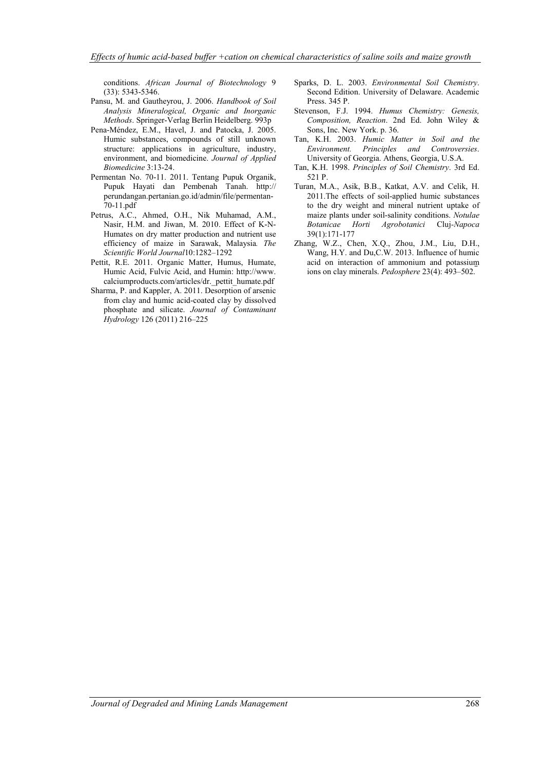conditions. *African Journal of Biotechnology* 9 (33): 5343-5346.

Pansu, M. and Gautheyrou, J. 2006. *Handbook of Soil Analysis Mineralogical, Organic and Inorganic Methods*. Springer-Verlag Berlin Heidelberg. 993p

Pena-Méndez, E.M., Havel, J. and Patocka, J. 2005. Humic substances, compounds of still unknown structure: applications in agriculture, industry, environment, and biomedicine. *Journal of Applied Biomedicine* 3:13-24.

Permentan No. 70-11. 2011. Tentang Pupuk Organik, Pupuk Hayati dan Pembenah Tanah. http:// perundangan.pertanian.go.id/admin/file/permentan-70-11.pdf

Petrus, A.C., Ahmed, O.H., Nik Muhamad, A.M., Nasir, H.M. and Jiwan, M. 2010. Effect of K-N-Humates on dry matter production and nutrient use efficiency of maize in Sarawak, Malaysia*. The Scientific World Journal*10:1282–1292

Pettit, R.E. 2011. Organic Matter, Humus, Humate, Humic Acid, Fulvic Acid, and Humin: http://www. calciumproducts.com/articles/dr._pettit_humate.pdf

Sharma, P. and Kappler, A. 2011. Desorption of arsenic from clay and humic acid-coated clay by dissolved phosphate and silicate. *Journal of Contaminant Hydrology* 126 (2011) 216–225

Sparks, D. L. 2003. *Environmental Soil Chemistry*. Second Edition. University of Delaware. Academic Press. 345 P.

Stevenson, F.J. 1994. *Humus Chemistry: Genesis, Composition, Reaction*. 2nd Ed. John Wiley & Sons, Inc. New York. p. 36.

Tan, K.H. 2003. *Humic Matter in Soil and the Environment. Principles and Controversies*. University of Georgia. Athens, Georgia, U.S.A.

Tan, K.H. 1998. *Principles of Soil Chemistry*. 3rd Ed. 521 P.

Turan, M.A., Asik, B.B., Katkat, A.V. and Celik, H. 2011.The effects of soil-applied humic substances to the dry weight and mineral nutrient uptake of maize plants under soil-salinity conditions. *Notulae Botanicae Horti Agrobotanici* Cluj-*Napoca* 39(1):171-177

Zhang, W.Z., Chen, X.Q., Zhou, J.M., Liu, D.H., Wang, H.Y. and Du,C.W. 2013. Influence of humic acid on interaction of ammonium and potassium ions on clay minerals. *Pedosphere* 23(4): 493–502.